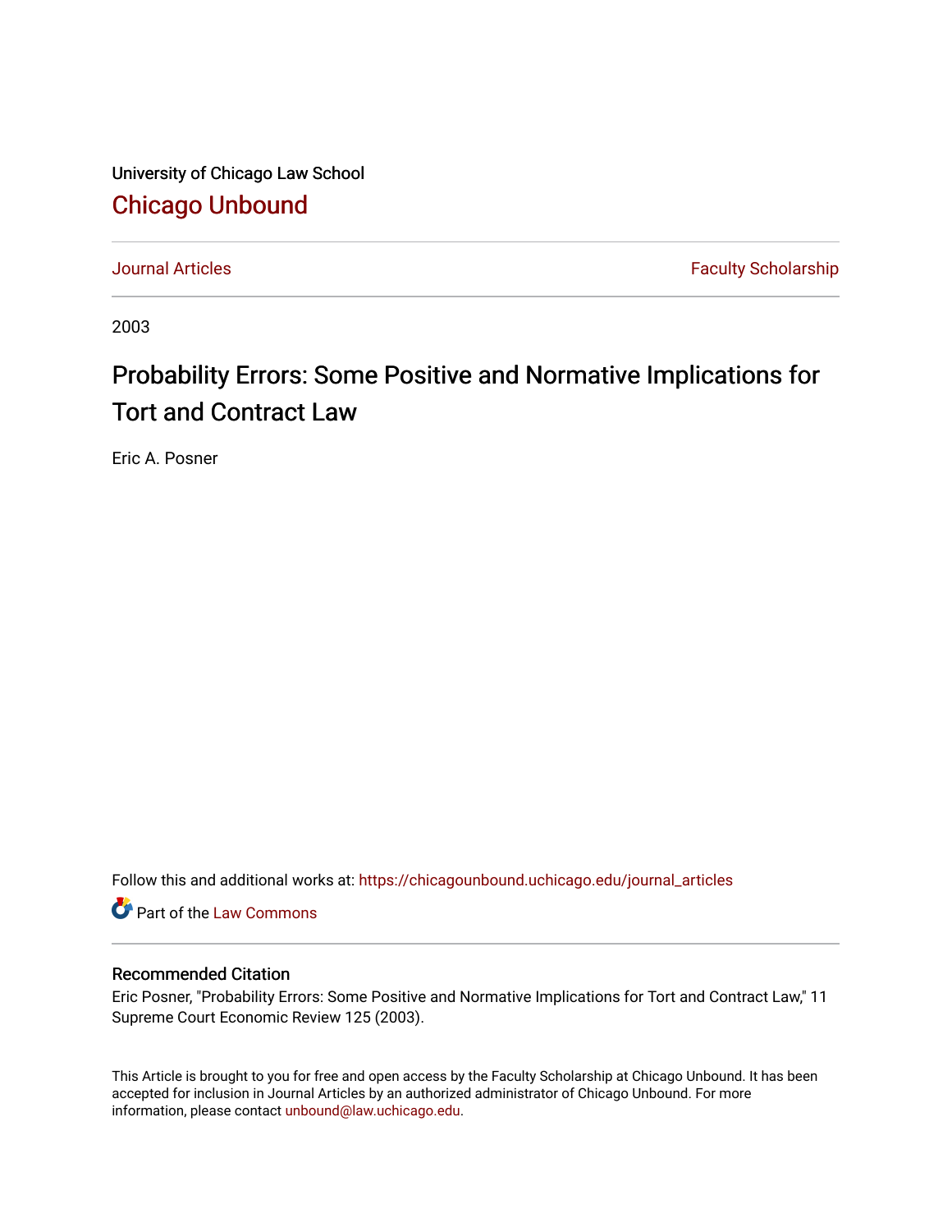University of Chicago Law School

# Chicago Unbound

Journal Articles | Faculty Scholarship

2003

# Probability Errors: Some Positive and Normative Implications for Tort and Contract Law

Eric A. Posner

Follow this and additional works at: https://chicagounbound.uchicago.edu/journal_articles

Part of the Law Commons

## Recommended Citation

Eric Posner, "Probability Errors: Some Positive and Normative Implications for Tort and Contract Law," 11 Supreme Court Economic Review 125 (2003).

This Article is brought to you for free and open access by the Faculty Scholarship at Chicago Unbound. It has been accepted for inclusion in Journal Articles by an authorized administrator of Chicago Unbound. For more information, please contact unbound@law.uchicago.edu.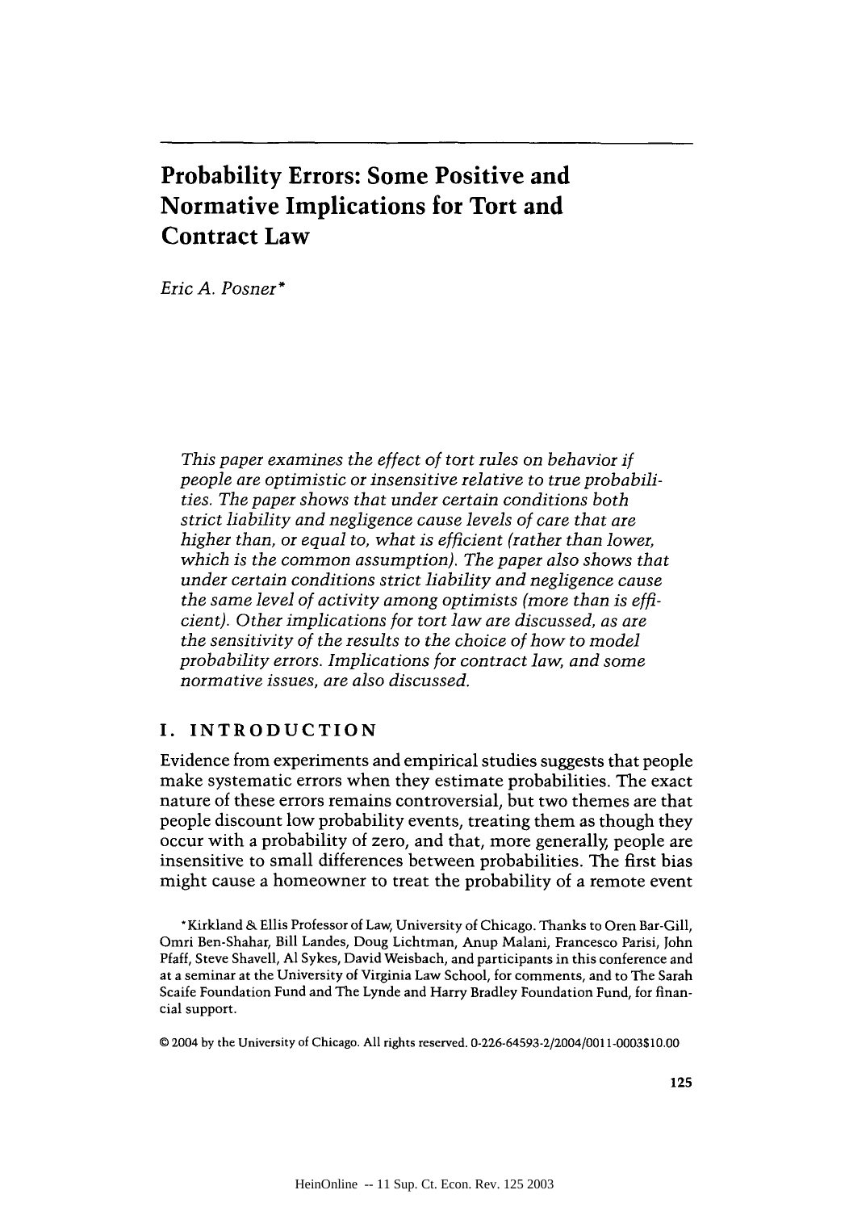# Probability Errors: Some Positive and Normative Implications for Tort and Contract Law

*Eric A. Posner*\*

*This paper examines the effect of tort rules on behavior if people are optimistic or insensitive relative to true probabilities. The paper shows that under certain conditions both strict liability and negligence cause levels of care that are higher than, or equal to, what is efficient (rather than lower, which is the common assumption). The paper also shows that under certain conditions strict liability and negligence cause the same level of activity among optimists (more than is efficient). Other implications for tort law are discussed, as are the sensitivity of the results to the choice of how to model probability errors. Implications for contract law, and some normative issues, are also discussed.*

## I. INTRODUCTION

Evidence from experiments and empirical studies suggests that people make systematic errors when they estimate probabilities. The exact nature of these errors remains controversial, but two themes are that people discount low probability events, treating them as though they occur with a probability of zero, and that, more generally, people are insensitive to small differences between probabilities. The first bias might cause a homeowner to treat the probability of a remote event

\*Kirkland & Ellis Professor of Law, University of Chicago. Thanks to Oren Bar-Gill, Omri Ben-Shahar, Bill Landes, Doug Lichtman, Anup Malani, Francesco Parisi, John Pfaff, Steve Shavell, Al Sykes, David Weisbach, and participants in this conference and at a seminar at the University of Virginia Law School, for comments, and to The Sarah Scaife Foundation Fund and The Lynde and Harry Bradley Foundation Fund, for financial support.

© 2004 by the University of Chicago. All rights reserved. 0-226-64593-2/2004/0011-0003$10.00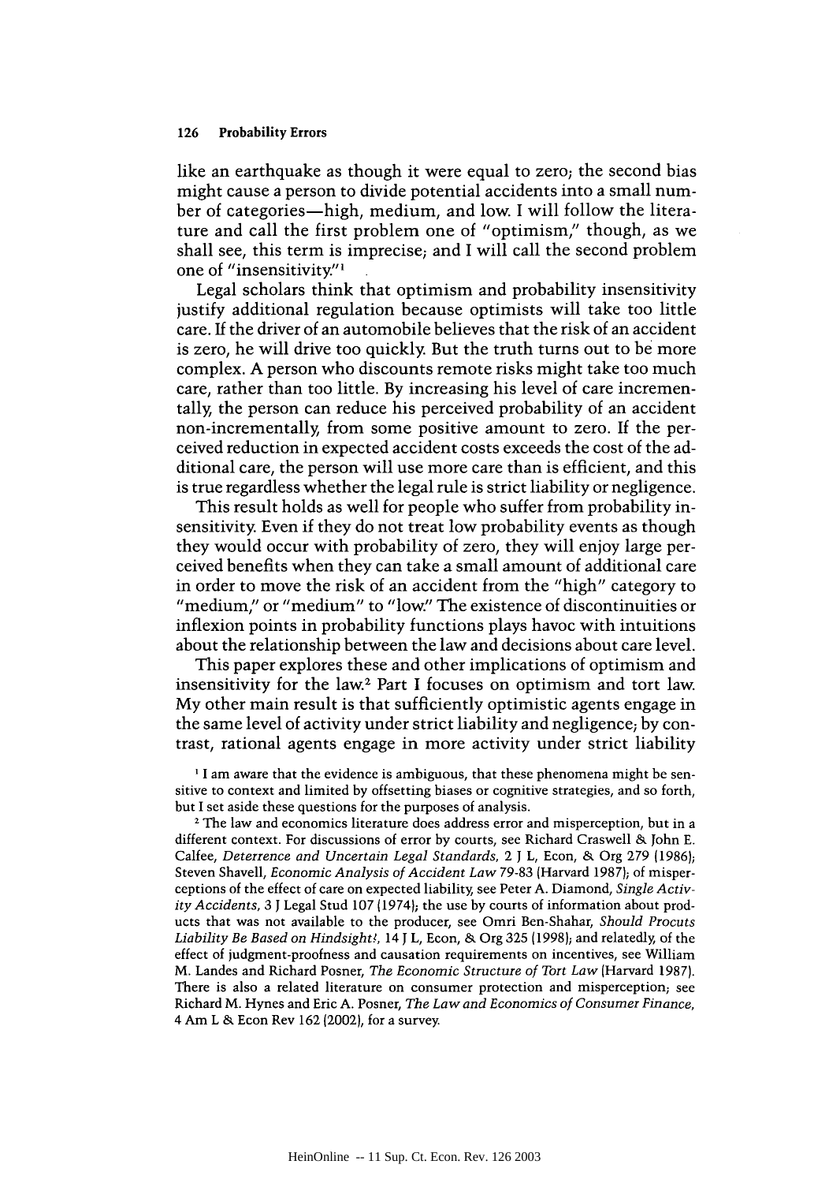like an earthquake as though it were equal to zero; the second bias might cause a person to divide potential accidents into a small number of categories—high, medium, and low. I will follow the literature and call the first problem one of "optimism," though, as we shall see, this term is imprecise; and I will call the second problem one of "insensitivity."[1]

Legal scholars think that optimism and probability insensitivity justify additional regulation because optimists will take too little care. If the driver of an automobile believes that the risk of an accident is zero, he will drive too quickly. But the truth turns out to be more complex. A person who discounts remote risks might take too much care, rather than too little. By increasing his level of care incrementally, the person can reduce his perceived probability of an accident non-incrementally, from some positive amount to zero. If the perceived reduction in expected accident costs exceeds the cost of the additional care, the person will use more care than is efficient, and this is true regardless whether the legal rule is strict liability or negligence.

This result holds as well for people who suffer from probability insensitivity. Even if they do not treat low probability events as though they would occur with probability of zero, they will enjoy large perceived benefits when they can take a small amount of additional care in order to move the risk of an accident from the "high" category to "medium," or "medium" to "low." The existence of discontinuities or inflexion points in probability functions plays havoc with intuitions about the relationship between the law and decisions about care level.

This paper explores these and other implications of optimism and insensitivity for the law.[2] Part I focuses on optimism and tort law. My other main result is that sufficiently optimistic agents engage in the same level of activity under strict liability and negligence; by contrast, rational agents engage in more activity under strict liability

[1] I am aware that the evidence is ambiguous, that these phenomena might be sensitive to context and limited by offsetting biases or cognitive strategies, and so forth, but I set aside these questions for the purposes of analysis.

[2] The law and economics literature does address error and misperception, but in a different context. For discussions of error by courts, see Richard Craswell & John E. Calfee, *Deterrence and Uncertain Legal Standards*, 2 J L, Econ, & Org 279 (1986); Steven Shavell, *Economic Analysis of Accident Law* 79-83 (Harvard 1987); of misperceptions of the effect of care on expected liability, see Peter A. Diamond, *Single Activity Accidents*, 3 J Legal Stud 107 (1974); the use by courts of information about products that was not available to the producer, see Omri Ben-Shahar, *Should Procuts Liability Be Based on Hindsight?*, 14 J L, Econ, & Org 325 (1998); and relatedly, of the effect of judgment-proofness and causation requirements on incentives, see William M. Landes and Richard Posner, *The Economic Structure of Tort Law* (Harvard 1987). There is also a related literature on consumer protection and misperception; see Richard M. Hynes and Eric A. Posner, *The Law and Economics of Consumer Finance*, 4 Am L & Econ Rev 162 (2002), for a survey.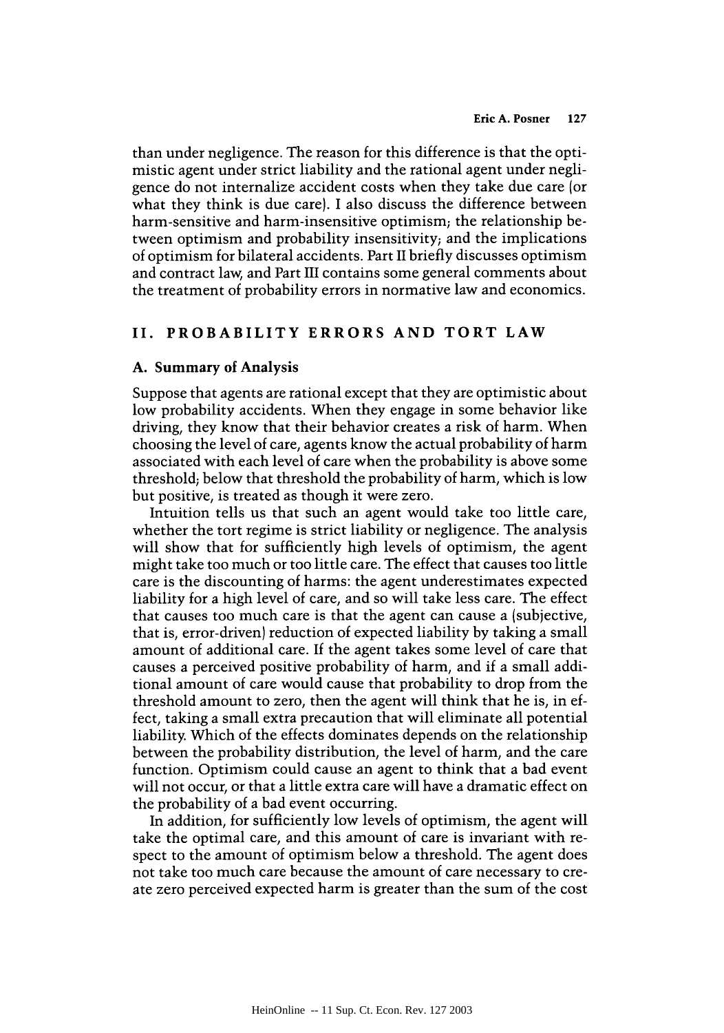than under negligence. The reason for this difference is that the optimistic agent under strict liability and the rational agent under negligence do not internalize accident costs when they take due care (or what they think is due care). I also discuss the difference between harm-sensitive and harm-insensitive optimism; the relationship between optimism and probability insensitivity; and the implications of optimism for bilateral accidents. Part II briefly discusses optimism and contract law, and Part III contains some general comments about the treatment of probability errors in normative law and economics.

## II. PROBABILITY ERRORS AND TORT LAW

### A. Summary of Analysis

Suppose that agents are rational except that they are optimistic about low probability accidents. When they engage in some behavior like driving, they know that their behavior creates a risk of harm. When choosing the level of care, agents know the actual probability of harm associated with each level of care when the probability is above some threshold; below that threshold the probability of harm, which is low but positive, is treated as though it were zero.

Intuition tells us that such an agent would take too little care, whether the tort regime is strict liability or negligence. The analysis will show that for sufficiently high levels of optimism, the agent might take too much or too little care. The effect that causes too little care is the discounting of harms: the agent underestimates expected liability for a high level of care, and so will take less care. The effect that causes too much care is that the agent can cause a (subjective, that is, error-driven) reduction of expected liability by taking a small amount of additional care. If the agent takes some level of care that causes a perceived positive probability of harm, and if a small additional amount of care would cause that probability to drop from the threshold amount to zero, then the agent will think that he is, in effect, taking a small extra precaution that will eliminate all potential liability. Which of the effects dominates depends on the relationship between the probability distribution, the level of harm, and the care function. Optimism could cause an agent to think that a bad event will not occur, or that a little extra care will have a dramatic effect on the probability of a bad event occurring.

In addition, for sufficiently low levels of optimism, the agent will take the optimal care, and this amount of care is invariant with respect to the amount of optimism below a threshold. The agent does not take too much care because the amount of care necessary to create zero perceived expected harm is greater than the sum of the cost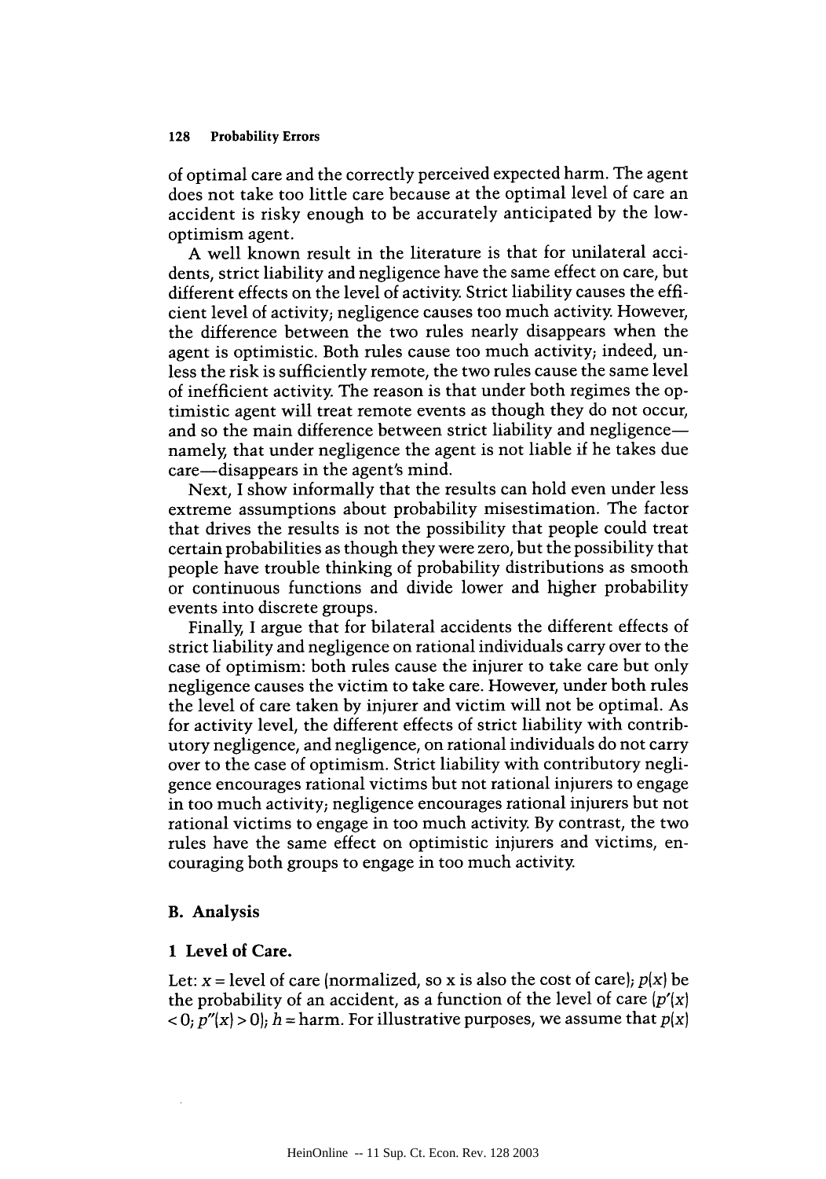of optimal care and the correctly perceived expected harm. The agent does not take too little care because at the optimal level of care an accident is risky enough to be accurately anticipated by the low-optimism agent.

A well known result in the literature is that for unilateral accidents, strict liability and negligence have the same effect on care, but different effects on the level of activity. Strict liability causes the efficient level of activity; negligence causes too much activity. However, the difference between the two rules nearly disappears when the agent is optimistic. Both rules cause too much activity; indeed, unless the risk is sufficiently remote, the two rules cause the same level of inefficient activity. The reason is that under both regimes the optimistic agent will treat remote events as though they do not occur, and so the main difference between strict liability and negligence—namely, that under negligence the agent is not liable if he takes due care—disappears in the agent's mind.

Next, I show informally that the results can hold even under less extreme assumptions about probability misestimation. The factor that drives the results is not the possibility that people could treat certain probabilities as though they were zero, but the possibility that people have trouble thinking of probability distributions as smooth or continuous functions and divide lower and higher probability events into discrete groups.

Finally, I argue that for bilateral accidents the different effects of strict liability and negligence on rational individuals carry over to the case of optimism: both rules cause the injurer to take care but only negligence causes the victim to take care. However, under both rules the level of care taken by injurer and victim will not be optimal. As for activity level, the different effects of strict liability with contributory negligence, and negligence, on rational individuals do not carry over to the case of optimism. Strict liability with contributory negligence encourages rational victims but not rational injurers to engage in too much activity; negligence encourages rational injurers but not rational victims to engage in too much activity. By contrast, the two rules have the same effect on optimistic injurers and victims, encouraging both groups to engage in too much activity.

## B. Analysis

### 1 Level of Care.

Let: $x$ = level of care (normalized, so x is also the cost of care); $p(x)$ be the probability of an accident, as a function of the level of care ($p'(x) < 0$; $p''(x) > 0$); $h$ = harm. For illustrative purposes, we assume that $p(x)$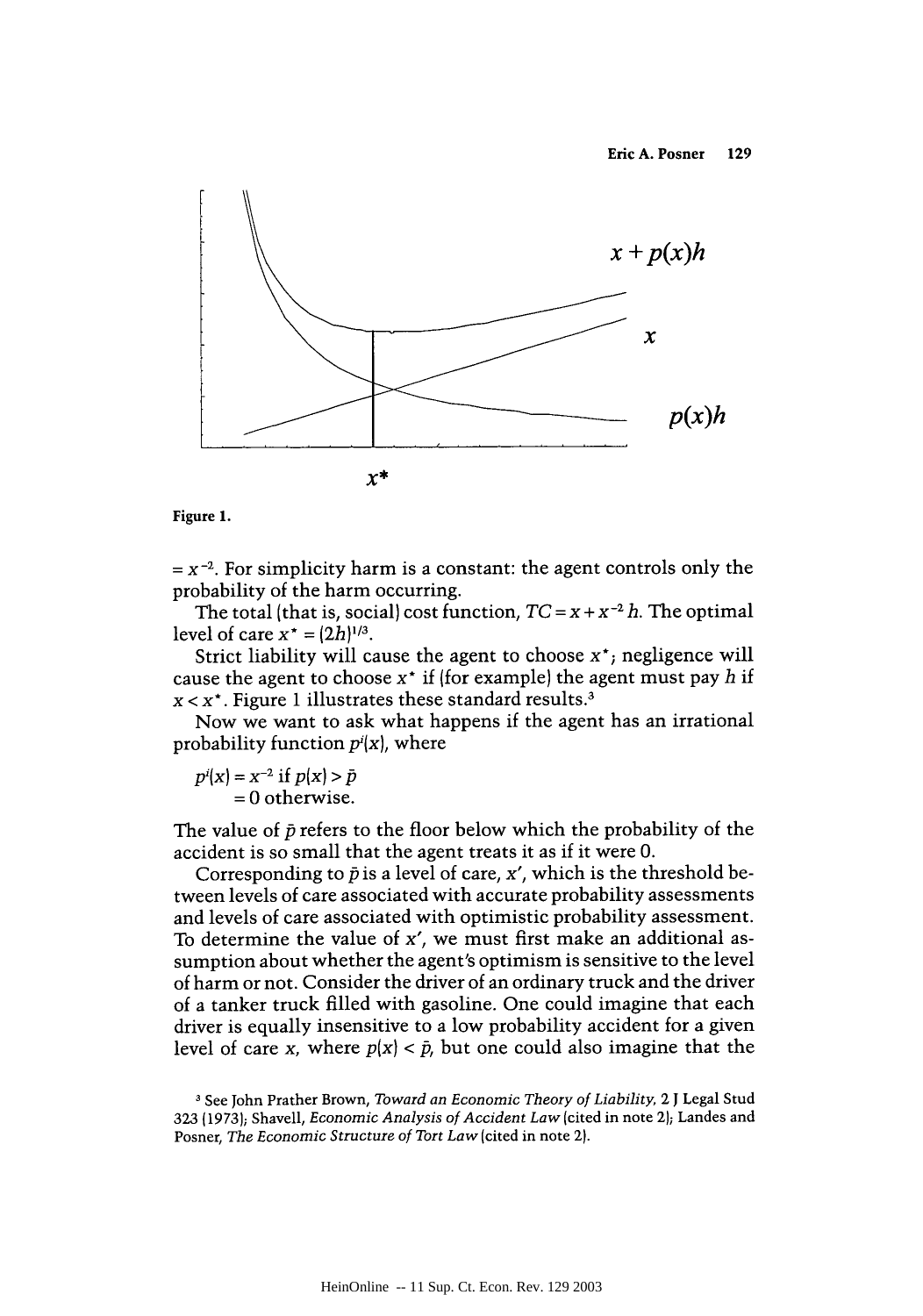Figure 1.

$= x^{-2}$. For simplicity harm is a constant: the agent controls only the probability of the harm occurring.

The total (that is, social) cost function, $TC = x + x^{-2} h$. The optimal level of care $x^* = (2h)^{1/3}$.

Strict liability will cause the agent to choose $x^*$; negligence will cause the agent to choose $x^*$ if (for example) the agent must pay $h$ if $x < x^*$. Figure 1 illustrates these standard results.[3]

Now we want to ask what happens if the agent has an irrational probability function $p^i(x)$, where

$$p^i(x) = x^{-2} \text{ if } p(x) > \bar{p}$$
$$= 0 \text{ otherwise.}$$

The value of $\bar{p}$ refers to the floor below which the probability of the accident is so small that the agent treats it as if it were 0.

Corresponding to $\bar{p}$ is a level of care, $x'$, which is the threshold between levels of care associated with accurate probability assessments and levels of care associated with optimistic probability assessment. To determine the value of $x'$, we must first make an additional assumption about whether the agent's optimism is sensitive to the level of harm or not. Consider the driver of an ordinary truck and the driver of a tanker truck filled with gasoline. One could imagine that each driver is equally insensitive to a low probability accident for a given level of care $x$, where $p(x) < \bar{p}$, but one could also imagine that the

[3] See John Prather Brown, *Toward an Economic Theory of Liability*, 2 J Legal Stud 323 (1973); Shavell, *Economic Analysis of Accident Law* (cited in note 2); Landes and Posner, *The Economic Structure of Tort Law* (cited in note 2).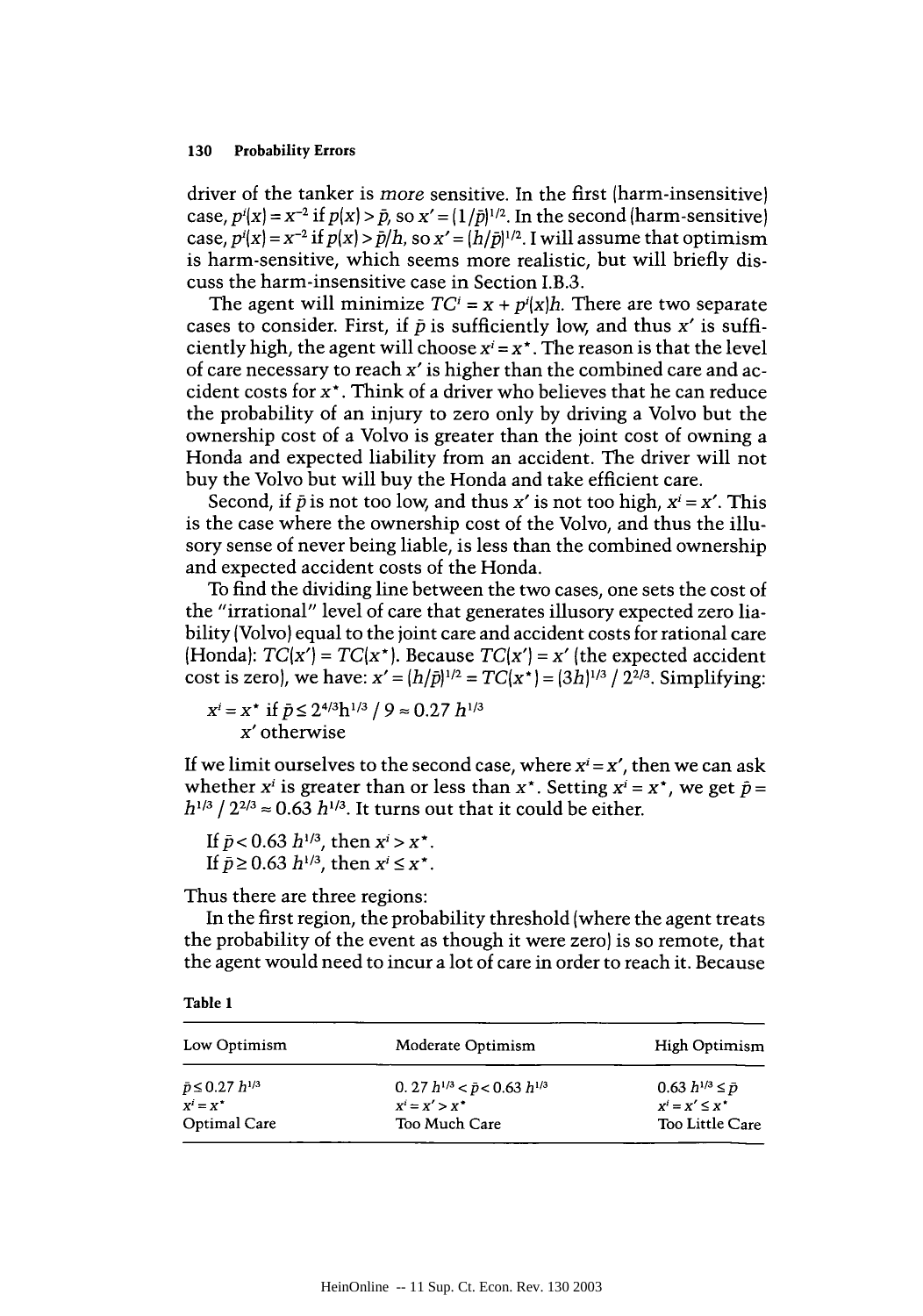driver of the tanker is *more* sensitive. In the first (harm-insensitive) case, $p^i(x) = x^{-2}$ if $p(x) > \bar{p}$, so $x' = (1/\bar{p})^{1/2}$. In the second (harm-sensitive) case, $p^i(x) = x^{-2}$ if $p(x) > \bar{p}/h$, so $x' = (h/\bar{p})^{1/2}$. I will assume that optimism is harm-sensitive, which seems more realistic, but will briefly discuss the harm-insensitive case in Section I.B.3.

The agent will minimize $TC^i = x + p^i(x)h$. There are two separate cases to consider. First, if $\bar{p}$ is sufficiently low, and thus $x'$ is sufficiently high, the agent will choose $x^i = x^*$. The reason is that the level of care necessary to reach $x'$ is higher than the combined care and accident costs for $x^*$. Think of a driver who believes that he can reduce the probability of an injury to zero only by driving a Volvo but the ownership cost of a Volvo is greater than the joint cost of owning a Honda and expected liability from an accident. The driver will not buy the Volvo but will buy the Honda and take efficient care.

Second, if $\bar{p}$ is not too low, and thus $x'$ is not too high, $x^i = x'$. This is the case where the ownership cost of the Volvo, and thus the illusory sense of never being liable, is less than the combined ownership and expected accident costs of the Honda.

To find the dividing line between the two cases, one sets the cost of the "irrational" level of care that generates illusory expected zero liability (Volvo) equal to the joint care and accident costs for rational care (Honda): $TC(x') = TC(x^*)$. Because $TC(x') = x'$ (the expected accident cost is zero), we have: $x' = (h/\bar{p})^{1/2} = TC(x^*) = (3h)^{1/3} / 2^{2/3}$. Simplifying:

$$x^i = x^* \text{ if } \bar{p} \leq 2^{4/3}h^{1/3} / 9 \approx 0.27\, h^{1/3}$$
$$x' \text{ otherwise}$$

If we limit ourselves to the second case, where $x^i = x'$, then we can ask whether $x^i$ is greater than or less than $x^*$. Setting $x^i = x^*$, we get $\bar{p} = h^{1/3} / 2^{2/3} \approx 0.63\, h^{1/3}$. It turns out that it could be either.

If $\bar{p} < 0.63\, h^{1/3}$, then $x^i > x^*$.
If $\bar{p} \geq 0.63\, h^{1/3}$, then $x^i \leq x^*$.

Thus there are three regions:

In the first region, the probability threshold (where the agent treats the probability of the event as though it were zero) is so remote, that the agent would need to incur a lot of care in order to reach it. Because

**Table 1**

| Low Optimism | Moderate Optimism | High Optimism |
|---|---|---|
| $\bar{p} \leq 0.27\, h^{1/3}$ | $0.27\, h^{1/3} < \bar{p} < 0.63\, h^{1/3}$ | $0.63\, h^{1/3} \leq \bar{p}$ |
| $x^i = x^*$ | $x^i = x' > x^*$ | $x^i = x' \leq x^*$ |
| Optimal Care | Too Much Care | Too Little Care |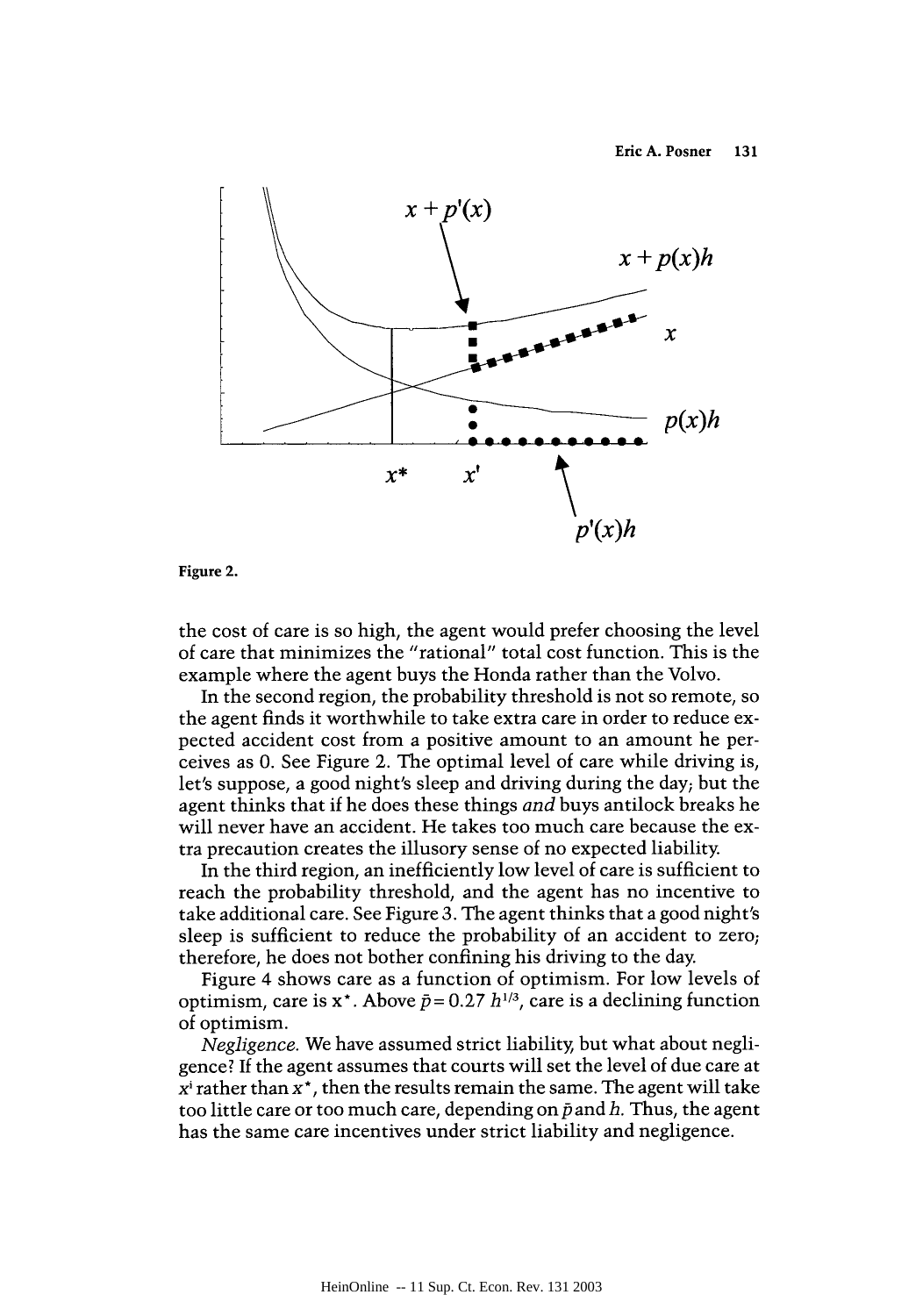Figure 2.

the cost of care is so high, the agent would prefer choosing the level of care that minimizes the "rational" total cost function. This is the example where the agent buys the Honda rather than the Volvo.

In the second region, the probability threshold is not so remote, so the agent finds it worthwhile to take extra care in order to reduce expected accident cost from a positive amount to an amount he perceives as 0. See Figure 2. The optimal level of care while driving is, let's suppose, a good night's sleep and driving during the day; but the agent thinks that if he does these things *and* buys antilock breaks he will never have an accident. He takes too much care because the extra precaution creates the illusory sense of no expected liability.

In the third region, an inefficiently low level of care is sufficient to reach the probability threshold, and the agent has no incentive to take additional care. See Figure 3. The agent thinks that a good night's sleep is sufficient to reduce the probability of an accident to zero; therefore, he does not bother confining his driving to the day.

Figure 4 shows care as a function of optimism. For low levels of optimism, care is $x^*$. Above $\bar{p} = 0.27\ h^{1/3}$, care is a declining function of optimism.

*Negligence.* We have assumed strict liability, but what about negligence? If the agent assumes that courts will set the level of due care at $x^i$ rather than $x^*$, then the results remain the same. The agent will take too little care or too much care, depending on $\bar{p}$ and $h$. Thus, the agent has the same care incentives under strict liability and negligence.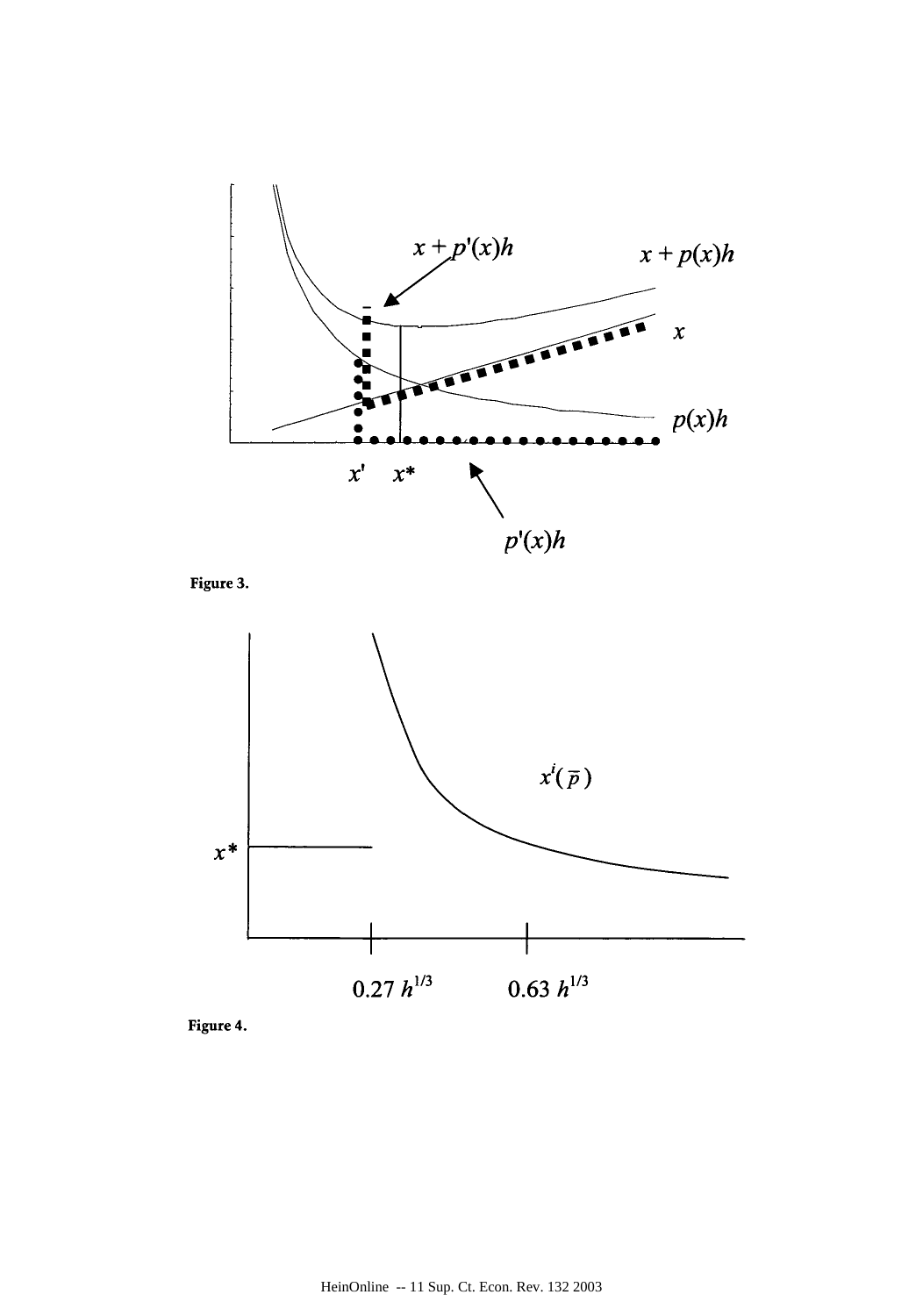Figure 3.

Figure 4.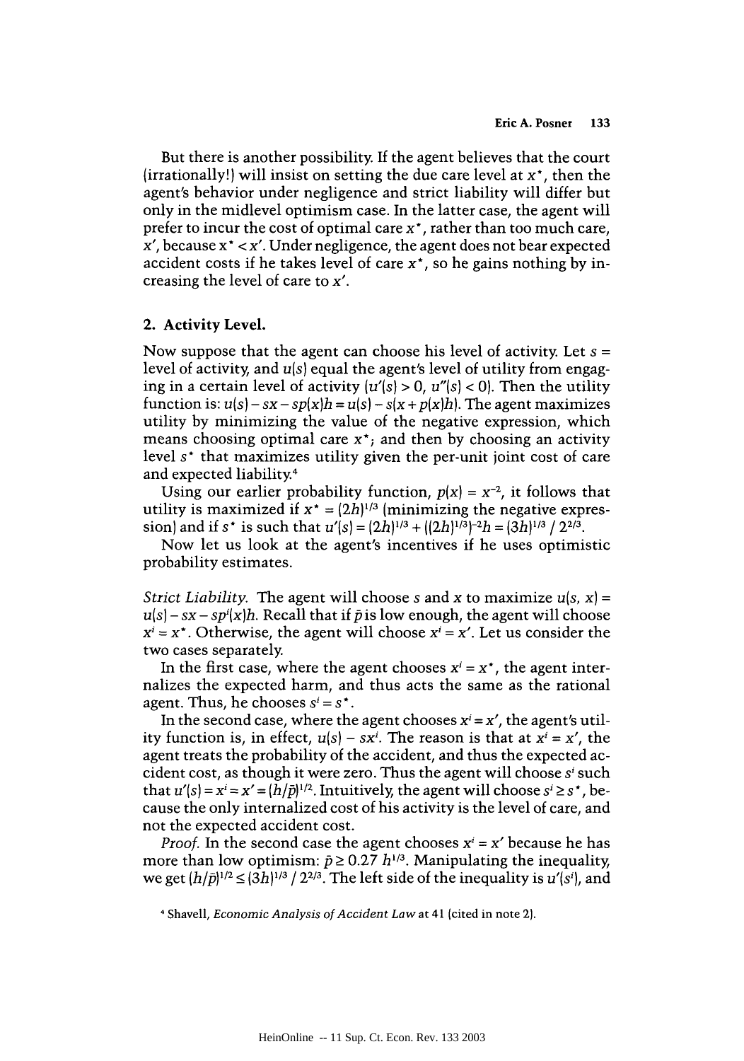But there is another possibility. If the agent believes that the court (irrationally!) will insist on setting the due care level at $x^*$, then the agent's behavior under negligence and strict liability will differ but only in the midlevel optimism case. In the latter case, the agent will prefer to incur the cost of optimal care $x^*$, rather than too much care, $x'$, because $x^* < x'$. Under negligence, the agent does not bear expected accident costs if he takes level of care $x^*$, so he gains nothing by increasing the level of care to $x'$.

### 2. Activity Level.

Now suppose that the agent can choose his level of activity. Let $s$ = level of activity, and $u(s)$ equal the agent's level of utility from engaging in a certain level of activity ($u'(s) > 0$, $u''(s) < 0$). Then the utility function is: $u(s) - sx - sp(x)h = u(s) - s(x + p(x)h)$. The agent maximizes utility by minimizing the value of the negative expression, which means choosing optimal care $x^*$; and then by choosing an activity level $s^*$ that maximizes utility given the per-unit joint cost of care and expected liability.[4]

Using our earlier probability function, $p(x) = x^{-2}$, it follows that utility is maximized if $x^* = (2h)^{1/3}$ (minimizing the negative expression) and if $s^*$ is such that $u'(s) = (2h)^{1/3} + ((2h)^{1/3})^{-2}h = (3h)^{1/3} / 2^{2/3}$.

Now let us look at the agent's incentives if he uses optimistic probability estimates.

*Strict Liability.* The agent will choose $s$ and $x$ to maximize $u(s, x) = u(s) - sx - sp^i(x)h$. Recall that if $\bar{p}$ is low enough, the agent will choose $x^i = x^*$. Otherwise, the agent will choose $x^i = x'$. Let us consider the two cases separately.

In the first case, where the agent chooses $x^i = x^*$, the agent internalizes the expected harm, and thus acts the same as the rational agent. Thus, he chooses $s^i = s^*$.

In the second case, where the agent chooses $x^i = x'$, the agent's utility function is, in effect, $u(s) - sx^i$. The reason is that at $x^i = x'$, the agent treats the probability of the accident, and thus the expected accident cost, as though it were zero. Thus the agent will choose $s^i$ such that $u'(s) = x^i = x' = (h/\bar{p})^{1/2}$. Intuitively, the agent will choose $s^i \geq s^*$, because the only internalized cost of his activity is the level of care, and not the expected accident cost.

*Proof.* In the second case the agent chooses $x^i = x'$ because he has more than low optimism: $\bar{p} \geq 0.27\ h^{1/3}$. Manipulating the inequality, we get $(h/\bar{p})^{1/2} \leq (3h)^{1/3} / 2^{2/3}$. The left side of the inequality is $u'(s^i)$, and

[4] Shavell, *Economic Analysis of Accident Law* at 41 (cited in note 2).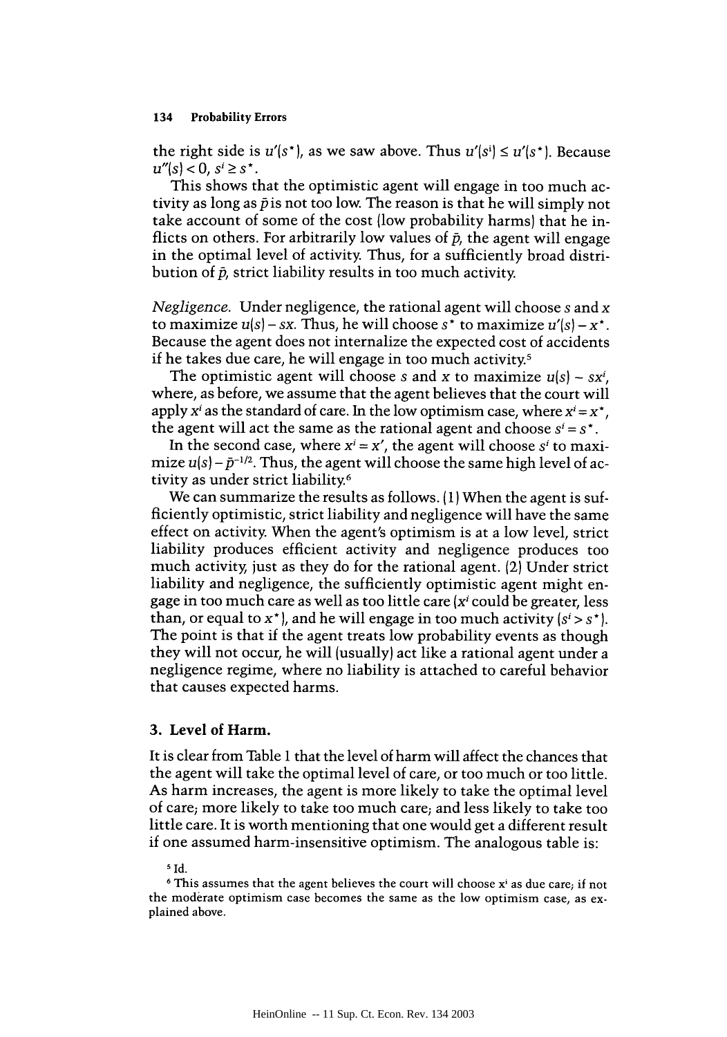the right side is $u'(s^*)$, as we saw above. Thus $u'(s^i) \leq u'(s^*)$. Because $u''(s) < 0$, $s^i \geq s^*$.

This shows that the optimistic agent will engage in too much activity as long as $\bar{p}$ is not too low. The reason is that he will simply not take account of some of the cost (low probability harms) that he inflicts on others. For arbitrarily low values of $\bar{p}$, the agent will engage in the optimal level of activity. Thus, for a sufficiently broad distribution of $\bar{p}$, strict liability results in too much activity.

*Negligence.* Under negligence, the rational agent will choose $s$ and $x$ to maximize $u(s) - sx$. Thus, he will choose $s^*$ to maximize $u'(s) - x^*$. Because the agent does not internalize the expected cost of accidents if he takes due care, he will engage in too much activity.[5]

The optimistic agent will choose $s$ and $x$ to maximize $u(s) - sx^i$, where, as before, we assume that the agent believes that the court will apply $x^i$ as the standard of care. In the low optimism case, where $x^i = x^*$, the agent will act the same as the rational agent and choose $s^i = s^*$.

In the second case, where $x^i = x'$, the agent will choose $s^i$ to maximize $u(s) - \bar{p}^{-1/2}$. Thus, the agent will choose the same high level of activity as under strict liability.[6]

We can summarize the results as follows. (1) When the agent is sufficiently optimistic, strict liability and negligence will have the same effect on activity. When the agent's optimism is at a low level, strict liability produces efficient activity and negligence produces too much activity, just as they do for the rational agent. (2) Under strict liability and negligence, the sufficiently optimistic agent might engage in too much care as well as too little care ($x^i$ could be greater, less than, or equal to $x^*$), and he will engage in too much activity ($s^i > s^*$). The point is that if the agent treats low probability events as though they will not occur, he will (usually) act like a rational agent under a negligence regime, where no liability is attached to careful behavior that causes expected harms.

### 3. Level of Harm.

It is clear from Table 1 that the level of harm will affect the chances that the agent will take the optimal level of care, or too much or too little. As harm increases, the agent is more likely to take the optimal level of care; more likely to take too much care; and less likely to take too little care. It is worth mentioning that one would get a different result if one assumed harm-insensitive optimism. The analogous table is:

[5] Id.

[6] This assumes that the agent believes the court will choose $x^i$ as due care; if not the moderate optimism case becomes the same as the low optimism case, as explained above.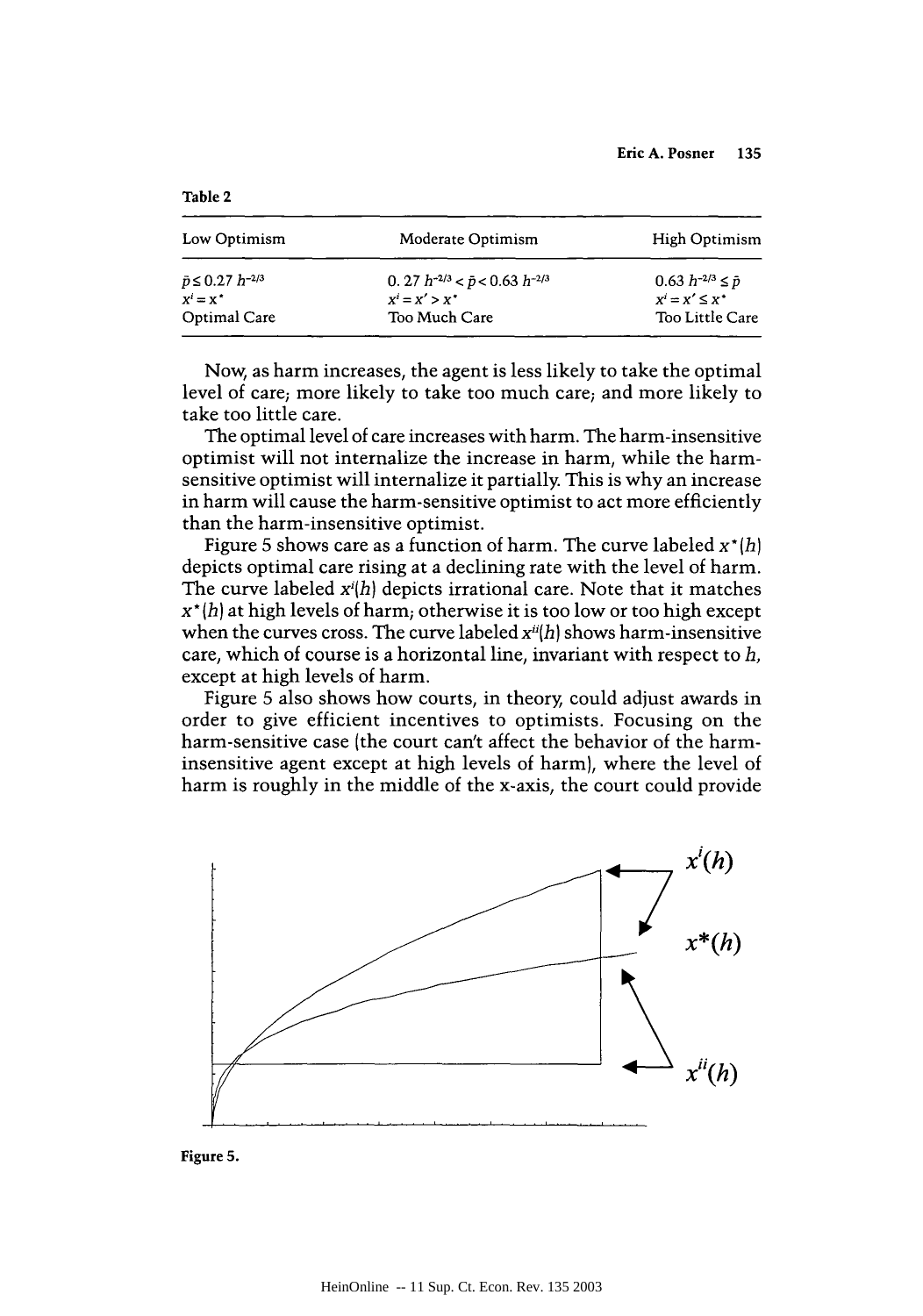**Table 2**

| Low Optimism | Moderate Optimism | High Optimism |
|---|---|---|
| $\bar{p} \leq 0.27\ h^{-2/3}$ | $0.27\ h^{-2/3} < \bar{p} < 0.63\ h^{-2/3}$ | $0.63\ h^{-2/3} \leq \bar{p}$ |
| $x^i = x^*$ | $x^i = x' > x^*$ | $x^i = x' \leq x^*$ |
| Optimal Care | Too Much Care | Too Little Care |

Now, as harm increases, the agent is less likely to take the optimal level of care; more likely to take too much care; and more likely to take too little care.

The optimal level of care increases with harm. The harm-insensitive optimist will not internalize the increase in harm, while the harm-sensitive optimist will internalize it partially. This is why an increase in harm will cause the harm-sensitive optimist to act more efficiently than the harm-insensitive optimist.

Figure 5 shows care as a function of harm. The curve labeled $x^*(h)$ depicts optimal care rising at a declining rate with the level of harm. The curve labeled $x^i(h)$ depicts irrational care. Note that it matches $x^*(h)$ at high levels of harm; otherwise it is too low or too high except when the curves cross. The curve labeled $x^{ii}(h)$ shows harm-insensitive care, which of course is a horizontal line, invariant with respect to $h$, except at high levels of harm.

Figure 5 also shows how courts, in theory, could adjust awards in order to give efficient incentives to optimists. Focusing on the harm-sensitive case (the court can't affect the behavior of the harm-insensitive agent except at high levels of harm), where the level of harm is roughly in the middle of the x-axis, the court could provide

**Figure 5.**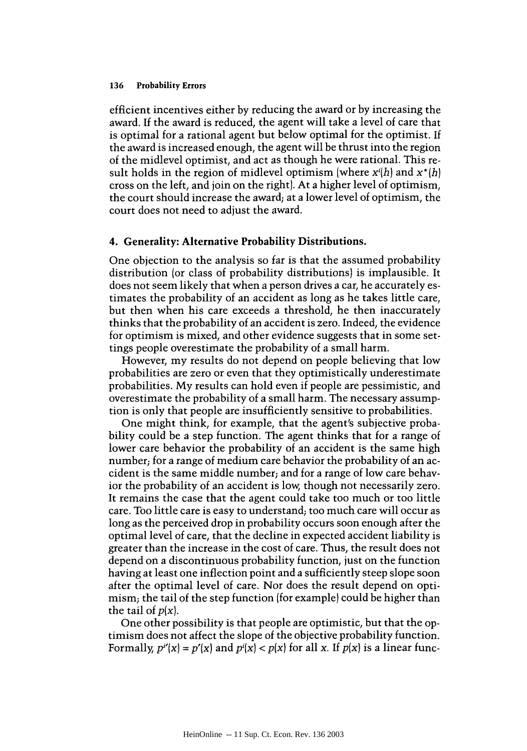efficient incentives either by reducing the award or by increasing the award. If the award is reduced, the agent will take a level of care that is optimal for a rational agent but below optimal for the optimist. If the award is increased enough, the agent will be thrust into the region of the midlevel optimist, and act as though he were rational. This result holds in the region of midlevel optimism (where $x^i(h)$ and $x^*(h)$ cross on the left, and join on the right). At a higher level of optimism, the court should increase the award; at a lower level of optimism, the court does not need to adjust the award.

## 4. Generality: Alternative Probability Distributions.

One objection to the analysis so far is that the assumed probability distribution (or class of probability distributions) is implausible. It does not seem likely that when a person drives a car, he accurately estimates the probability of an accident as long as he takes little care, but then when his care exceeds a threshold, he then inaccurately thinks that the probability of an accident is zero. Indeed, the evidence for optimism is mixed, and other evidence suggests that in some settings people overestimate the probability of a small harm.

However, my results do not depend on people believing that low probabilities are zero or even that they optimistically underestimate probabilities. My results can hold even if people are pessimistic, and overestimate the probability of a small harm. The necessary assumption is only that people are insufficiently sensitive to probabilities.

One might think, for example, that the agent's subjective probability could be a step function. The agent thinks that for a range of lower care behavior the probability of an accident is the same high number; for a range of medium care behavior the probability of an accident is the same middle number; and for a range of low care behavior the probability of an accident is low, though not necessarily zero. It remains the case that the agent could take too much or too little care. Too little care is easy to understand; too much care will occur as long as the perceived drop in probability occurs soon enough after the optimal level of care, that the decline in expected accident liability is greater than the increase in the cost of care. Thus, the result does not depend on a discontinuous probability function, just on the function having at least one inflection point and a sufficiently steep slope soon after the optimal level of care. Nor does the result depend on optimism; the tail of the step function (for example) could be higher than the tail of $p(x)$.

One other possibility is that people are optimistic, but that the optimism does not affect the slope of the objective probability function. Formally, $p^{i\prime}(x) = p'(x)$ and $p^i(x) < p(x)$ for all $x$. If $p(x)$ is a linear func-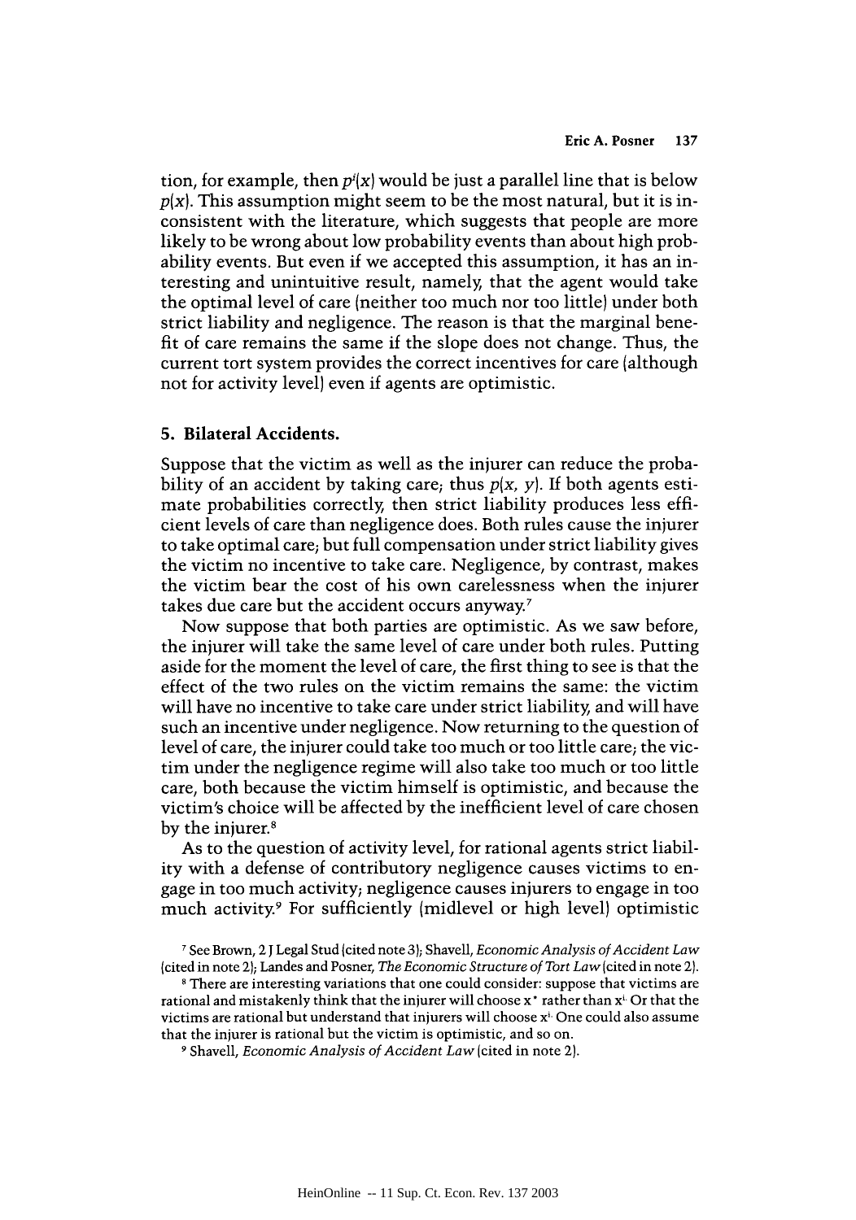tion, for example, then $p^i(x)$ would be just a parallel line that is below $p(x)$. This assumption might seem to be the most natural, but it is inconsistent with the literature, which suggests that people are more likely to be wrong about low probability events than about high probability events. But even if we accepted this assumption, it has an interesting and unintuitive result, namely, that the agent would take the optimal level of care (neither too much nor too little) under both strict liability and negligence. The reason is that the marginal benefit of care remains the same if the slope does not change. Thus, the current tort system provides the correct incentives for care (although not for activity level) even if agents are optimistic.

## 5. Bilateral Accidents.

Suppose that the victim as well as the injurer can reduce the probability of an accident by taking care; thus $p(x, y)$. If both agents estimate probabilities correctly, then strict liability produces less efficient levels of care than negligence does. Both rules cause the injurer to take optimal care; but full compensation under strict liability gives the victim no incentive to take care. Negligence, by contrast, makes the victim bear the cost of his own carelessness when the injurer takes due care but the accident occurs anyway.[7]

Now suppose that both parties are optimistic. As we saw before, the injurer will take the same level of care under both rules. Putting aside for the moment the level of care, the first thing to see is that the effect of the two rules on the victim remains the same: the victim will have no incentive to take care under strict liability, and will have such an incentive under negligence. Now returning to the question of level of care, the injurer could take too much or too little care; the victim under the negligence regime will also take too much or too little care, both because the victim himself is optimistic, and because the victim's choice will be affected by the inefficient level of care chosen by the injurer.[8]

As to the question of activity level, for rational agents strict liability with a defense of contributory negligence causes victims to engage in too much activity; negligence causes injurers to engage in too much activity.[9] For sufficiently (midlevel or high level) optimistic

[7] See Brown, 2 J Legal Stud (cited note 3); Shavell, *Economic Analysis of Accident Law* (cited in note 2); Landes and Posner, *The Economic Structure of Tort Law* (cited in note 2).

[8] There are interesting variations that one could consider: suppose that victims are rational and mistakenly think that the injurer will choose $x^*$ rather than $x^i$. Or that the victims are rational but understand that injurers will choose $x^i$. One could also assume that the injurer is rational but the victim is optimistic, and so on.

[9] Shavell, *Economic Analysis of Accident Law* (cited in note 2).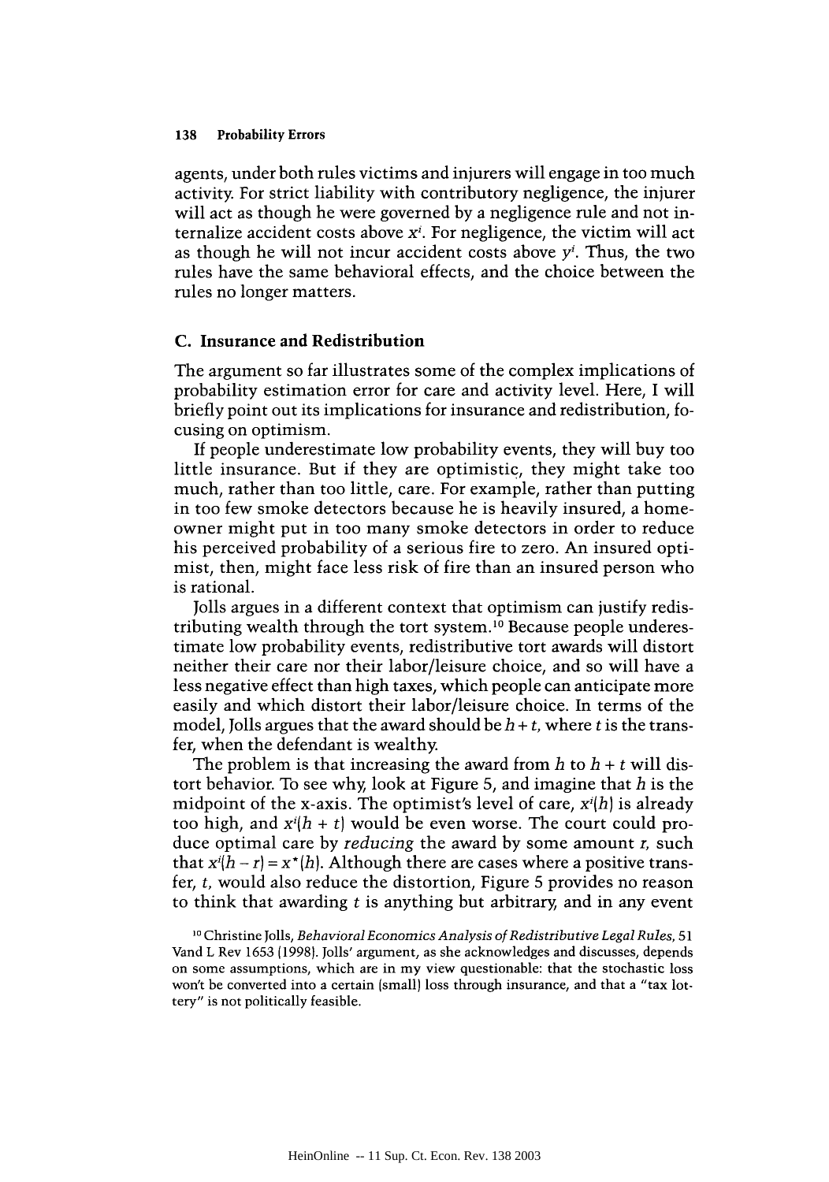agents, under both rules victims and injurers will engage in too much activity. For strict liability with contributory negligence, the injurer will act as though he were governed by a negligence rule and not internalize accident costs above $x^i$. For negligence, the victim will act as though he will not incur accident costs above $y^i$. Thus, the two rules have the same behavioral effects, and the choice between the rules no longer matters.

### C. Insurance and Redistribution

The argument so far illustrates some of the complex implications of probability estimation error for care and activity level. Here, I will briefly point out its implications for insurance and redistribution, focusing on optimism.

If people underestimate low probability events, they will buy too little insurance. But if they are optimistic, they might take too much, rather than too little, care. For example, rather than putting in too few smoke detectors because he is heavily insured, a homeowner might put in too many smoke detectors in order to reduce his perceived probability of a serious fire to zero. An insured optimist, then, might face less risk of fire than an insured person who is rational.

Jolls argues in a different context that optimism can justify redistributing wealth through the tort system.[10] Because people underestimate low probability events, redistributive tort awards will distort neither their care nor their labor/leisure choice, and so will have a less negative effect than high taxes, which people can anticipate more easily and which distort their labor/leisure choice. In terms of the model, Jolls argues that the award should be $h + t$, where $t$ is the transfer, when the defendant is wealthy.

The problem is that increasing the award from $h$ to $h + t$ will distort behavior. To see why, look at Figure 5, and imagine that $h$ is the midpoint of the x-axis. The optimist's level of care, $x^i(h)$ is already too high, and $x^i(h + t)$ would be even worse. The court could produce optimal care by *reducing* the award by some amount $r$, such that $x^i(h - r) = x^*(h)$. Although there are cases where a positive transfer, $t$, would also reduce the distortion, Figure 5 provides no reason to think that awarding $t$ is anything but arbitrary, and in any event

[10] Christine Jolls, *Behavioral Economics Analysis of Redistributive Legal Rules*, 51 Vand L Rev 1653 (1998). Jolls' argument, as she acknowledges and discusses, depends on some assumptions, which are in my view questionable: that the stochastic loss won't be converted into a certain (small) loss through insurance, and that a "tax lottery" is not politically feasible.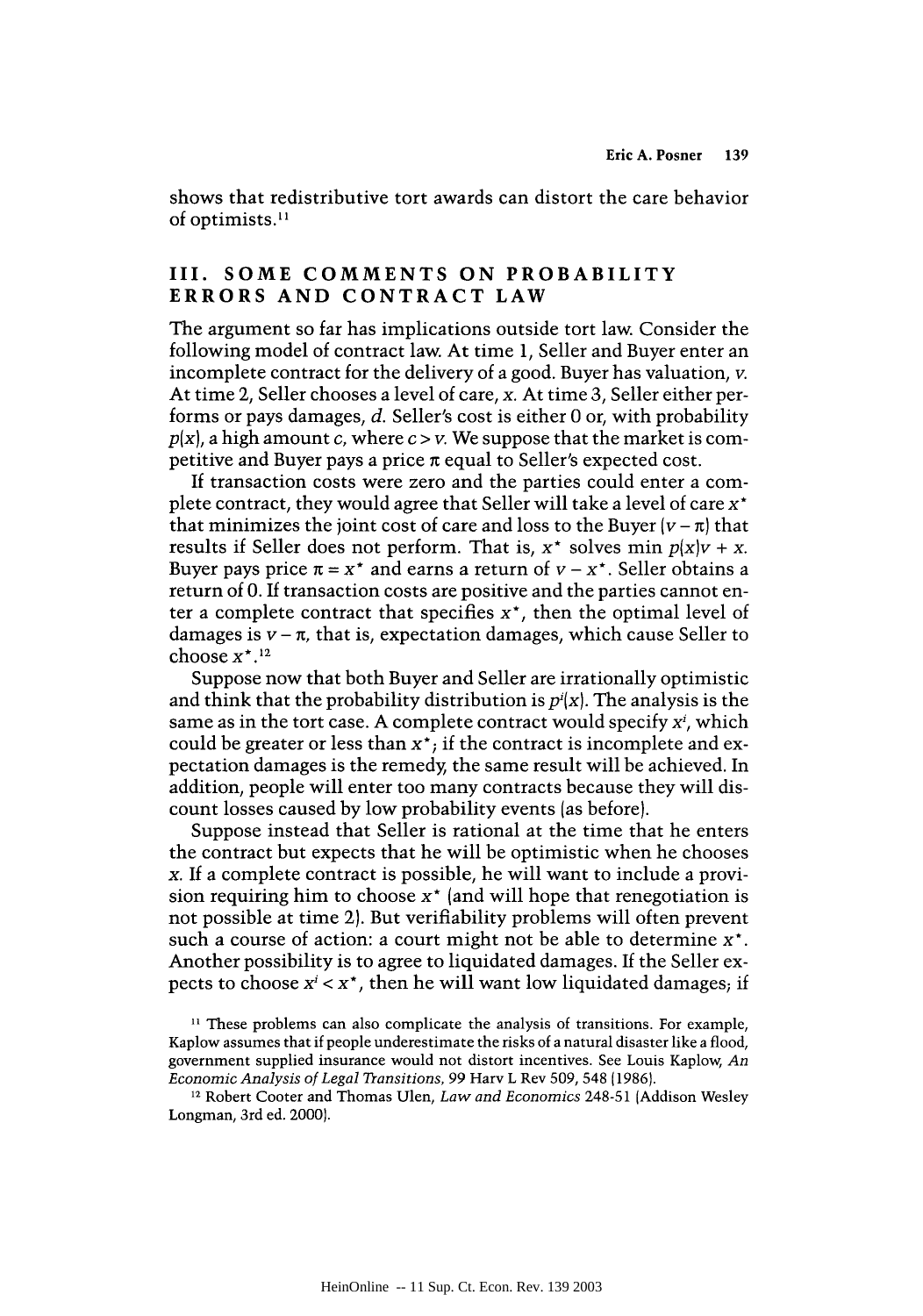shows that redistributive tort awards can distort the care behavior of optimists.[11]

## III. SOME COMMENTS ON PROBABILITY ERRORS AND CONTRACT LAW

The argument so far has implications outside tort law. Consider the following model of contract law. At time 1, Seller and Buyer enter an incomplete contract for the delivery of a good. Buyer has valuation, $v$. At time 2, Seller chooses a level of care, $x$. At time 3, Seller either performs or pays damages, $d$. Seller's cost is either 0 or, with probability $p(x)$, a high amount $c$, where $c > v$. We suppose that the market is competitive and Buyer pays a price $\pi$ equal to Seller's expected cost.

If transaction costs were zero and the parties could enter a complete contract, they would agree that Seller will take a level of care $x^*$ that minimizes the joint cost of care and loss to the Buyer $(v - \pi)$ that results if Seller does not perform. That is, $x^*$ solves min $p(x)v + x$. Buyer pays price $\pi = x^*$ and earns a return of $v - x^*$. Seller obtains a return of 0. If transaction costs are positive and the parties cannot enter a complete contract that specifies $x^*$, then the optimal level of damages is $v - \pi$, that is, expectation damages, which cause Seller to choose $x^*$.[12]

Suppose now that both Buyer and Seller are irrationally optimistic and think that the probability distribution is $p^i(x)$. The analysis is the same as in the tort case. A complete contract would specify $x^i$, which could be greater or less than $x^*$; if the contract is incomplete and expectation damages is the remedy, the same result will be achieved. In addition, people will enter too many contracts because they will discount losses caused by low probability events (as before).

Suppose instead that Seller is rational at the time that he enters the contract but expects that he will be optimistic when he chooses $x$. If a complete contract is possible, he will want to include a provision requiring him to choose $x^*$ (and will hope that renegotiation is not possible at time 2). But verifiability problems will often prevent such a course of action: a court might not be able to determine $x^*$. Another possibility is to agree to liquidated damages. If the Seller expects to choose $x^i < x^*$, then he will want low liquidated damages; if

[11] These problems can also complicate the analysis of transitions. For example, Kaplow assumes that if people underestimate the risks of a natural disaster like a flood, government supplied insurance would not distort incentives. See Louis Kaplow, *An Economic Analysis of Legal Transitions*, 99 Harv L Rev 509, 548 (1986).

[12] Robert Cooter and Thomas Ulen, *Law and Economics* 248-51 (Addison Wesley Longman, 3rd ed. 2000).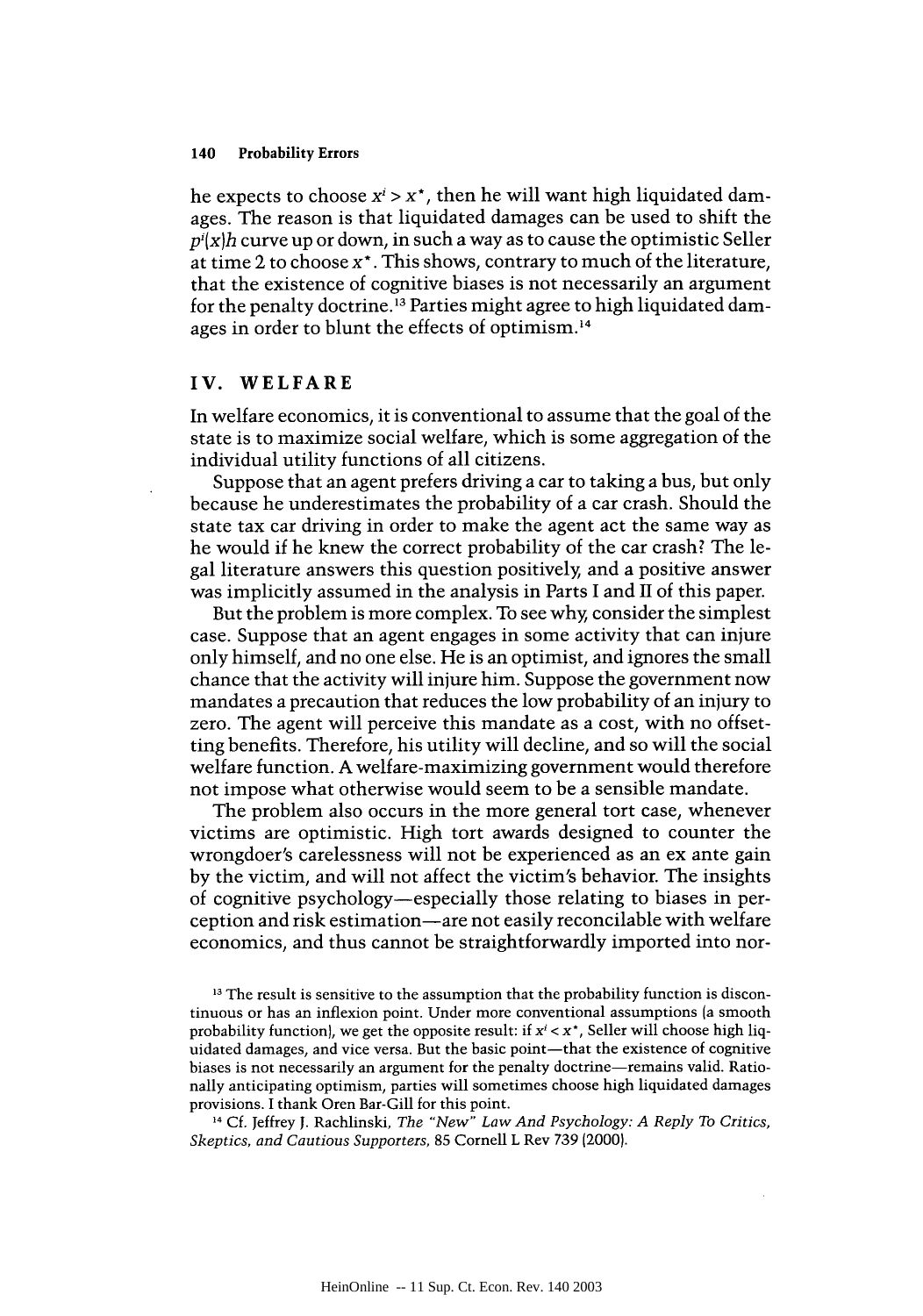he expects to choose $x^i > x^*$, then he will want high liquidated damages. The reason is that liquidated damages can be used to shift the $p^i(x)h$ curve up or down, in such a way as to cause the optimistic Seller at time 2 to choose $x^*$. This shows, contrary to much of the literature, that the existence of cognitive biases is not necessarily an argument for the penalty doctrine.[13] Parties might agree to high liquidated damages in order to blunt the effects of optimism.[14]

## IV. WELFARE

In welfare economics, it is conventional to assume that the goal of the state is to maximize social welfare, which is some aggregation of the individual utility functions of all citizens.

Suppose that an agent prefers driving a car to taking a bus, but only because he underestimates the probability of a car crash. Should the state tax car driving in order to make the agent act the same way as he would if he knew the correct probability of the car crash? The legal literature answers this question positively, and a positive answer was implicitly assumed in the analysis in Parts I and II of this paper.

But the problem is more complex. To see why, consider the simplest case. Suppose that an agent engages in some activity that can injure only himself, and no one else. He is an optimist, and ignores the small chance that the activity will injure him. Suppose the government now mandates a precaution that reduces the low probability of an injury to zero. The agent will perceive this mandate as a cost, with no offsetting benefits. Therefore, his utility will decline, and so will the social welfare function. A welfare-maximizing government would therefore not impose what otherwise would seem to be a sensible mandate.

The problem also occurs in the more general tort case, whenever victims are optimistic. High tort awards designed to counter the wrongdoer's carelessness will not be experienced as an ex ante gain by the victim, and will not affect the victim's behavior. The insights of cognitive psychology—especially those relating to biases in perception and risk estimation—are not easily reconcilable with welfare economics, and thus cannot be straightforwardly imported into nor-

[13] The result is sensitive to the assumption that the probability function is discontinuous or has an inflexion point. Under more conventional assumptions (a smooth probability function), we get the opposite result: if $x^i < x^*$, Seller will choose high liquidated damages, and vice versa. But the basic point—that the existence of cognitive biases is not necessarily an argument for the penalty doctrine—remains valid. Rationally anticipating optimism, parties will sometimes choose high liquidated damages provisions. I thank Oren Bar-Gill for this point.

[14] Cf. Jeffrey J. Rachlinski, *The "New" Law And Psychology: A Reply To Critics, Skeptics, and Cautious Supporters*, 85 Cornell L Rev 739 (2000).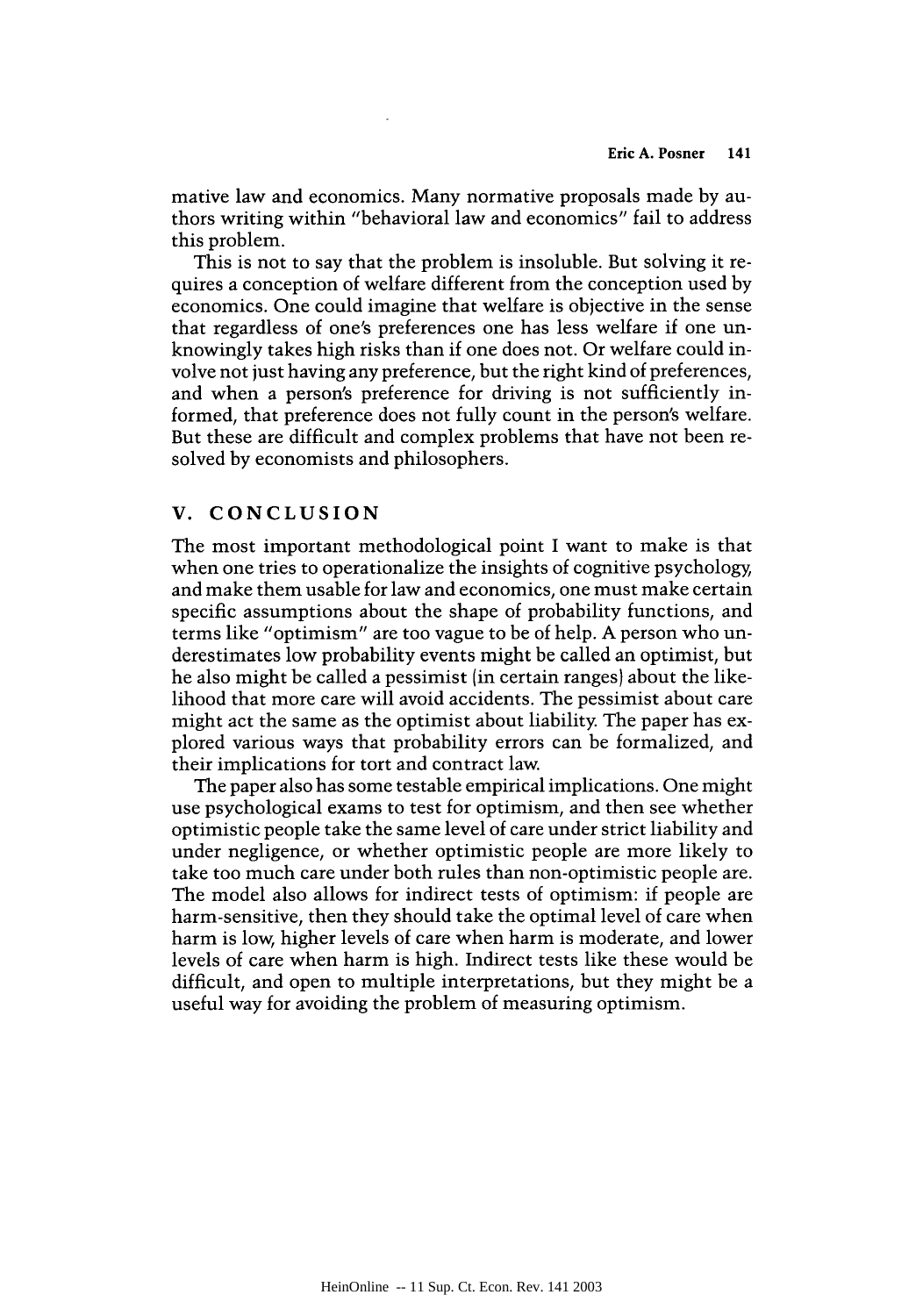mative law and economics. Many normative proposals made by authors writing within "behavioral law and economics" fail to address this problem.

This is not to say that the problem is insoluble. But solving it requires a conception of welfare different from the conception used by economics. One could imagine that welfare is objective in the sense that regardless of one's preferences one has less welfare if one unknowingly takes high risks than if one does not. Or welfare could involve not just having any preference, but the right kind of preferences, and when a person's preference for driving is not sufficiently informed, that preference does not fully count in the person's welfare. But these are difficult and complex problems that have not been resolved by economists and philosophers.

## V. CONCLUSION

The most important methodological point I want to make is that when one tries to operationalize the insights of cognitive psychology, and make them usable for law and economics, one must make certain specific assumptions about the shape of probability functions, and terms like "optimism" are too vague to be of help. A person who underestimates low probability events might be called an optimist, but he also might be called a pessimist (in certain ranges) about the likelihood that more care will avoid accidents. The pessimist about care might act the same as the optimist about liability. The paper has explored various ways that probability errors can be formalized, and their implications for tort and contract law.

The paper also has some testable empirical implications. One might use psychological exams to test for optimism, and then see whether optimistic people take the same level of care under strict liability and under negligence, or whether optimistic people are more likely to take too much care under both rules than non-optimistic people are. The model also allows for indirect tests of optimism: if people are harm-sensitive, then they should take the optimal level of care when harm is low, higher levels of care when harm is moderate, and lower levels of care when harm is high. Indirect tests like these would be difficult, and open to multiple interpretations, but they might be a useful way for avoiding the problem of measuring optimism.